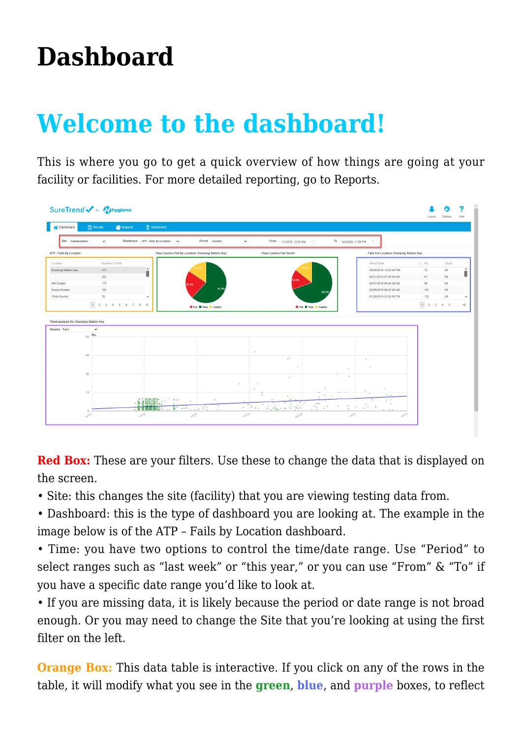# Dashboard

## Welcome to the dashboard!

This is where you go to get a quick overview of how things are going at your facility or facilities. For more detailed reporting, go to Reports.

**Red Box:** These are your filters. Use these to change the data that is displayed on the screen.

• Site: this changes the site (facility) that you are viewing testing data from.

• Dashboard: this is the type of dashboard you are looking at. The example in the image below is of the ATP – Fails by Location dashboard.

• Time: you have two options to control the time/date range. Use "Period" to select ranges such as "last week" or "this year," or you can use "From" & "To" if you have a specific date range you'd like to look at.

• If you are missing data, it is likely because the period or date range is not broad enough. Or you may need to change the Site that you're looking at using the first filter on the left.

**Orange Box:** This data table is interactive. If you click on any of the rows in the table, it will modify what you see in the **green**, **blue**, and **purple** boxes, to reflect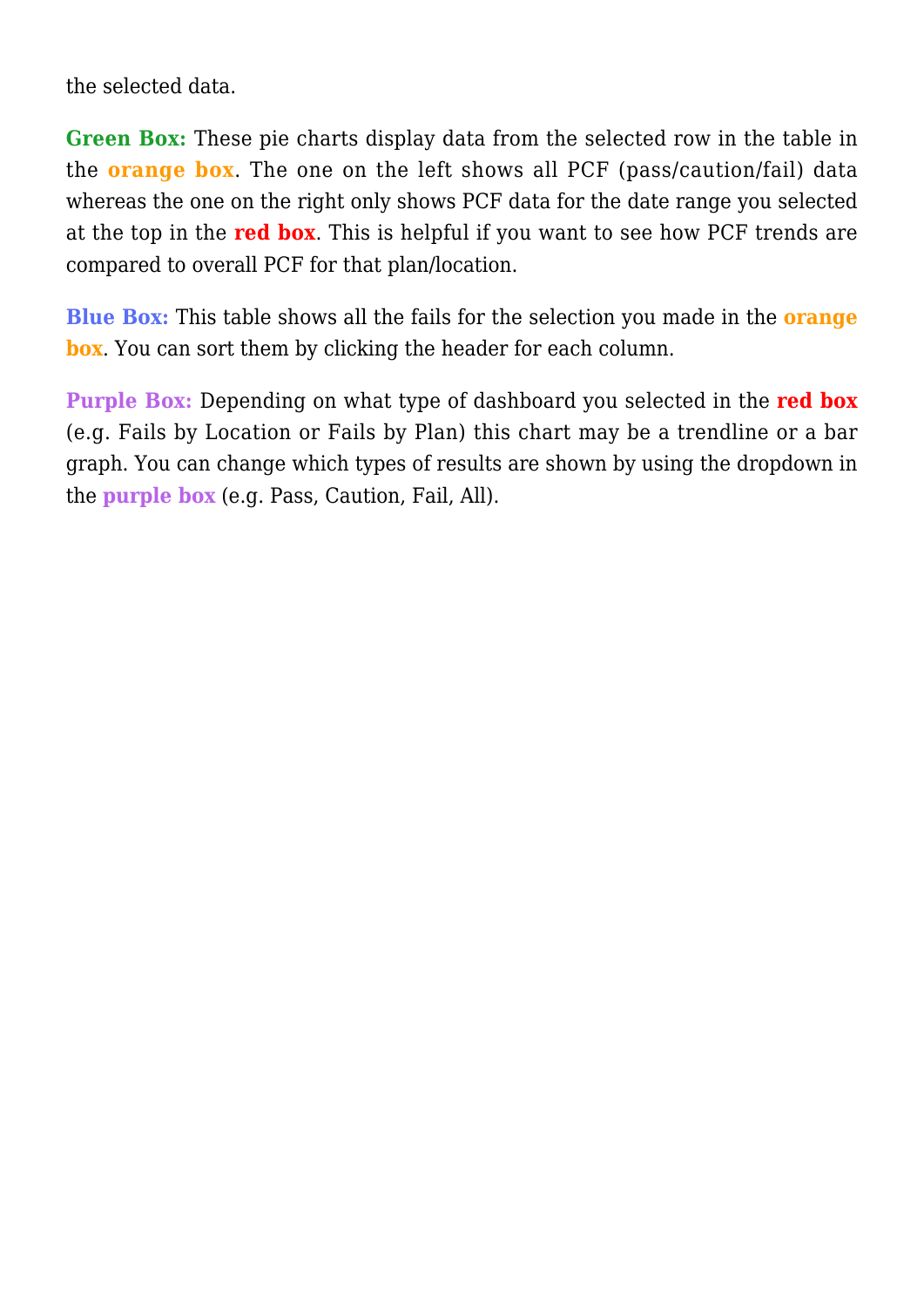the selected data.

**Green Box:** These pie charts display data from the selected row in the table in the **orange box**. The one on the left shows all PCF (pass/caution/fail) data whereas the one on the right only shows PCF data for the date range you selected at the top in the **red box**. This is helpful if you want to see how PCF trends are compared to overall PCF for that plan/location.

**Blue Box:** This table shows all the fails for the selection you made in the **orange box**. You can sort them by clicking the header for each column.

**Purple Box:** Depending on what type of dashboard you selected in the **red box** (e.g. Fails by Location or Fails by Plan) this chart may be a trendline or a bar graph. You can change which types of results are shown by using the dropdown in the **purple box** (e.g. Pass, Caution, Fail, All).